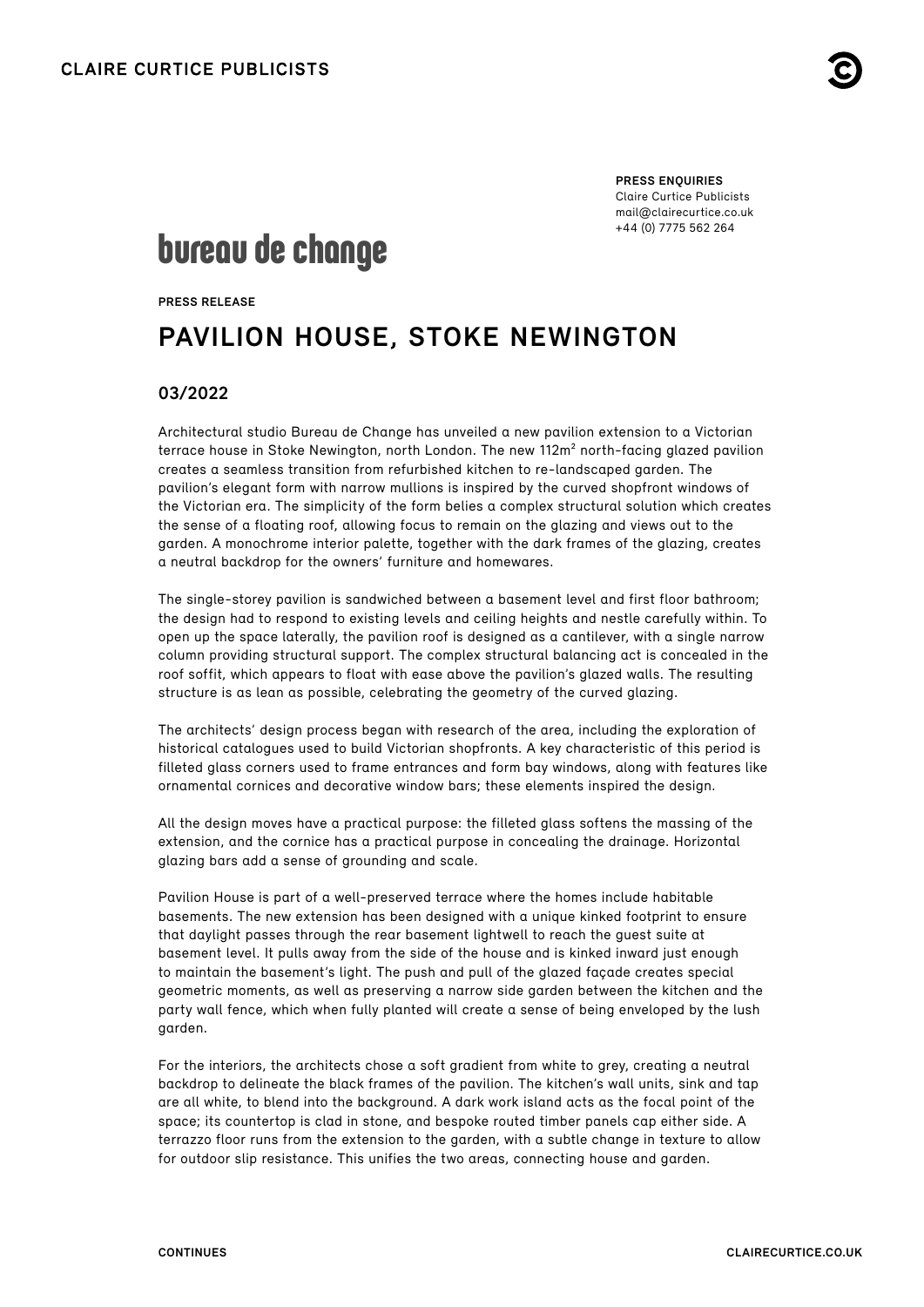CLAIRE CURTICE PUBLICISTS

**PRESS ENQUIRIES**
Claire Curtice Publicists
mail@clairecurtice.co.uk
+44 (0) 7775 562 264

bureau de change

**PRESS RELEASE**

# PAVILION HOUSE, STOKE NEWINGTON

## 03/2022

Architectural studio Bureau de Change has unveiled a new pavilion extension to a Victorian terrace house in Stoke Newington, north London. The new 112m² north-facing glazed pavilion creates a seamless transition from refurbished kitchen to re-landscaped garden. The pavilion's elegant form with narrow mullions is inspired by the curved shopfront windows of the Victorian era. The simplicity of the form belies a complex structural solution which creates the sense of a floating roof, allowing focus to remain on the glazing and views out to the garden. A monochrome interior palette, together with the dark frames of the glazing, creates a neutral backdrop for the owners' furniture and homewares.

The single-storey pavilion is sandwiched between a basement level and first floor bathroom; the design had to respond to existing levels and ceiling heights and nestle carefully within. To open up the space laterally, the pavilion roof is designed as a cantilever, with a single narrow column providing structural support. The complex structural balancing act is concealed in the roof soffit, which appears to float with ease above the pavilion's glazed walls. The resulting structure is as lean as possible, celebrating the geometry of the curved glazing.

The architects' design process began with research of the area, including the exploration of historical catalogues used to build Victorian shopfronts. A key characteristic of this period is filleted glass corners used to frame entrances and form bay windows, along with features like ornamental cornices and decorative window bars; these elements inspired the design.

All the design moves have a practical purpose: the filleted glass softens the massing of the extension, and the cornice has a practical purpose in concealing the drainage. Horizontal glazing bars add a sense of grounding and scale.

Pavilion House is part of a well-preserved terrace where the homes include habitable basements. The new extension has been designed with a unique kinked footprint to ensure that daylight passes through the rear basement lightwell to reach the guest suite at basement level. It pulls away from the side of the house and is kinked inward just enough to maintain the basement's light. The push and pull of the glazed façade creates special geometric moments, as well as preserving a narrow side garden between the kitchen and the party wall fence, which when fully planted will create a sense of being enveloped by the lush garden.

For the interiors, the architects chose a soft gradient from white to grey, creating a neutral backdrop to delineate the black frames of the pavilion. The kitchen's wall units, sink and tap are all white, to blend into the background. A dark work island acts as the focal point of the space; its countertop is clad in stone, and bespoke routed timber panels cap either side. A terrazzo floor runs from the extension to the garden, with a subtle change in texture to allow for outdoor slip resistance. This unifies the two areas, connecting house and garden.

**CONTINUES**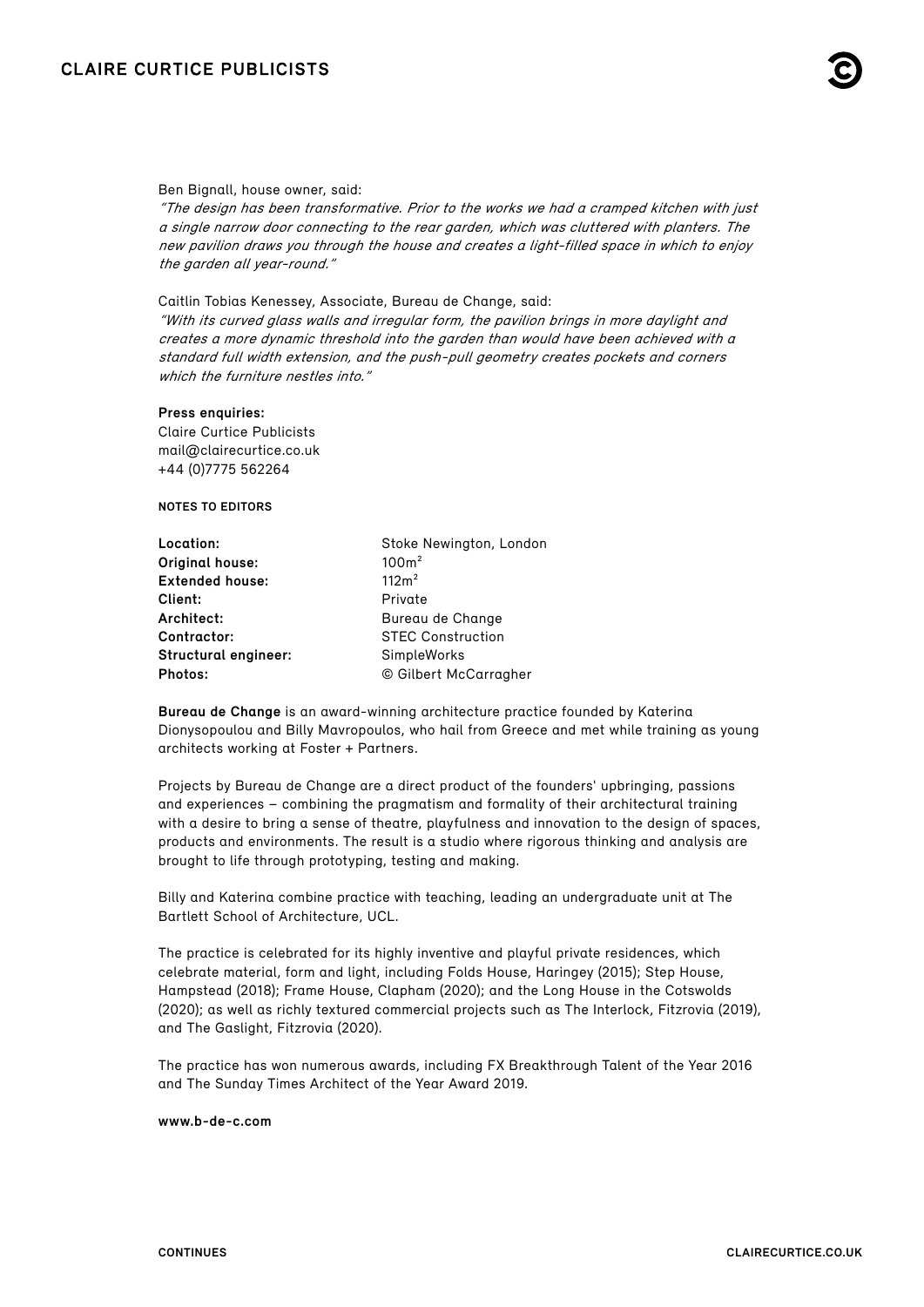Ben Bignall, house owner, said:
*"The design has been transformative. Prior to the works we had a cramped kitchen with just a single narrow door connecting to the rear garden, which was cluttered with planters. The new pavilion draws you through the house and creates a light-filled space in which to enjoy the garden all year-round."*

Caitlin Tobias Kenessey, Associate, Bureau de Change, said:
*"With its curved glass walls and irregular form, the pavilion brings in more daylight and creates a more dynamic threshold into the garden than would have been achieved with a standard full width extension, and the push-pull geometry creates pockets and corners which the furniture nestles into."*

**Press enquiries:**
Claire Curtice Publicists
mail@clairecurtice.co.uk
+44 (0)7775 562264

**NOTES TO EDITORS**

| | |
|---|---|
| **Location:** | Stoke Newington, London |
| **Original house:** | 100m² |
| **Extended house:** | 112m² |
| **Client:** | Private |
| **Architect:** | Bureau de Change |
| **Contractor:** | STEC Construction |
| **Structural engineer:** | SimpleWorks |
| **Photos:** | © Gilbert McCarragher |

**Bureau de Change** is an award-winning architecture practice founded by Katerina Dionysopoulou and Billy Mavropoulos, who hail from Greece and met while training as young architects working at Foster + Partners.

Projects by Bureau de Change are a direct product of the founders' upbringing, passions and experiences – combining the pragmatism and formality of their architectural training with a desire to bring a sense of theatre, playfulness and innovation to the design of spaces, products and environments. The result is a studio where rigorous thinking and analysis are brought to life through prototyping, testing and making.

Billy and Katerina combine practice with teaching, leading an undergraduate unit at The Bartlett School of Architecture, UCL.

The practice is celebrated for its highly inventive and playful private residences, which celebrate material, form and light, including Folds House, Haringey (2015); Step House, Hampstead (2018); Frame House, Clapham (2020); and the Long House in the Cotswolds (2020); as well as richly textured commercial projects such as The Interlock, Fitzrovia (2019), and The Gaslight, Fitzrovia (2020).

The practice has won numerous awards, including FX Breakthrough Talent of the Year 2016 and The Sunday Times Architect of the Year Award 2019.

**www.b-de-c.com**

CONTINUES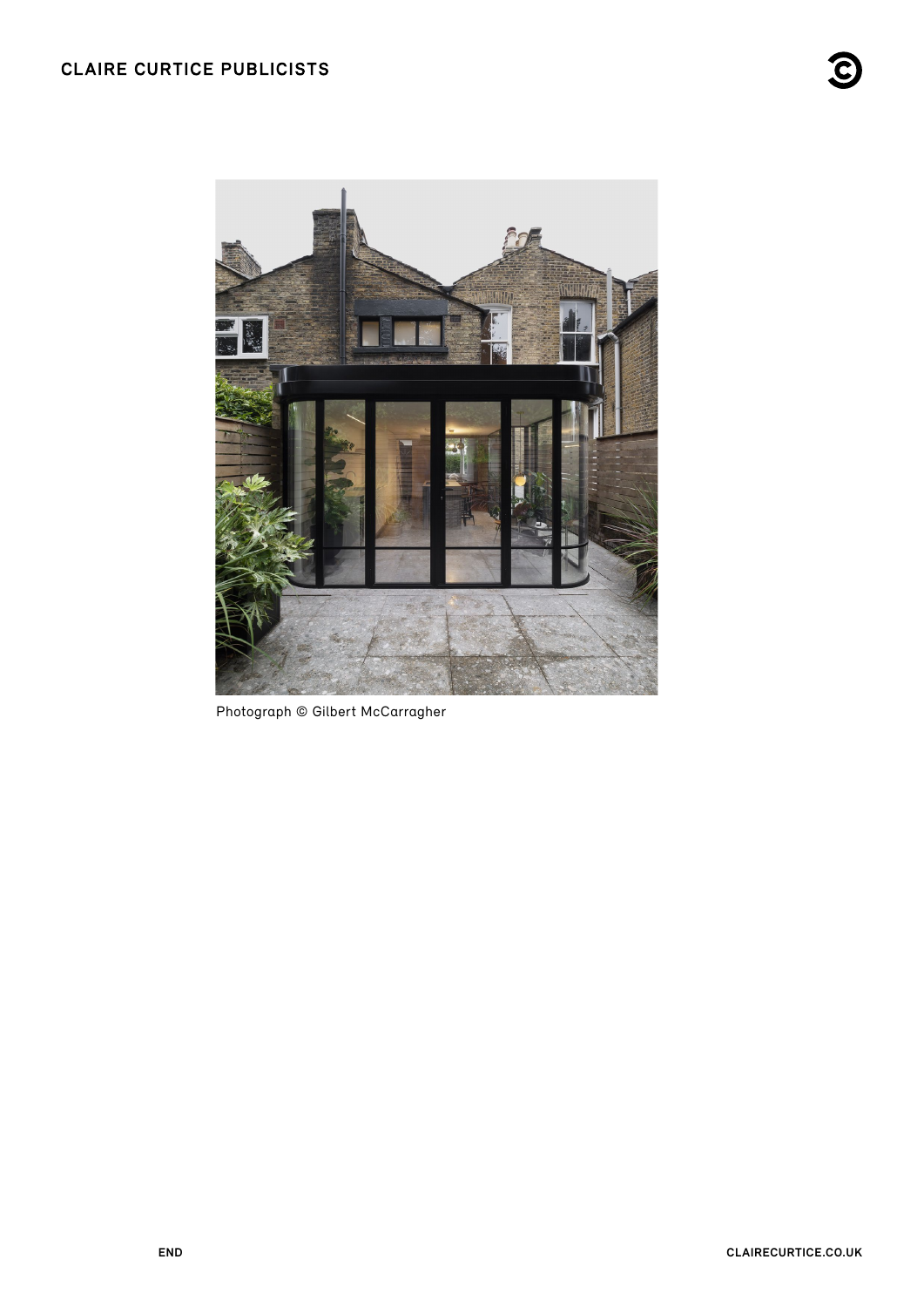Photograph © Gilbert McCarragher

END